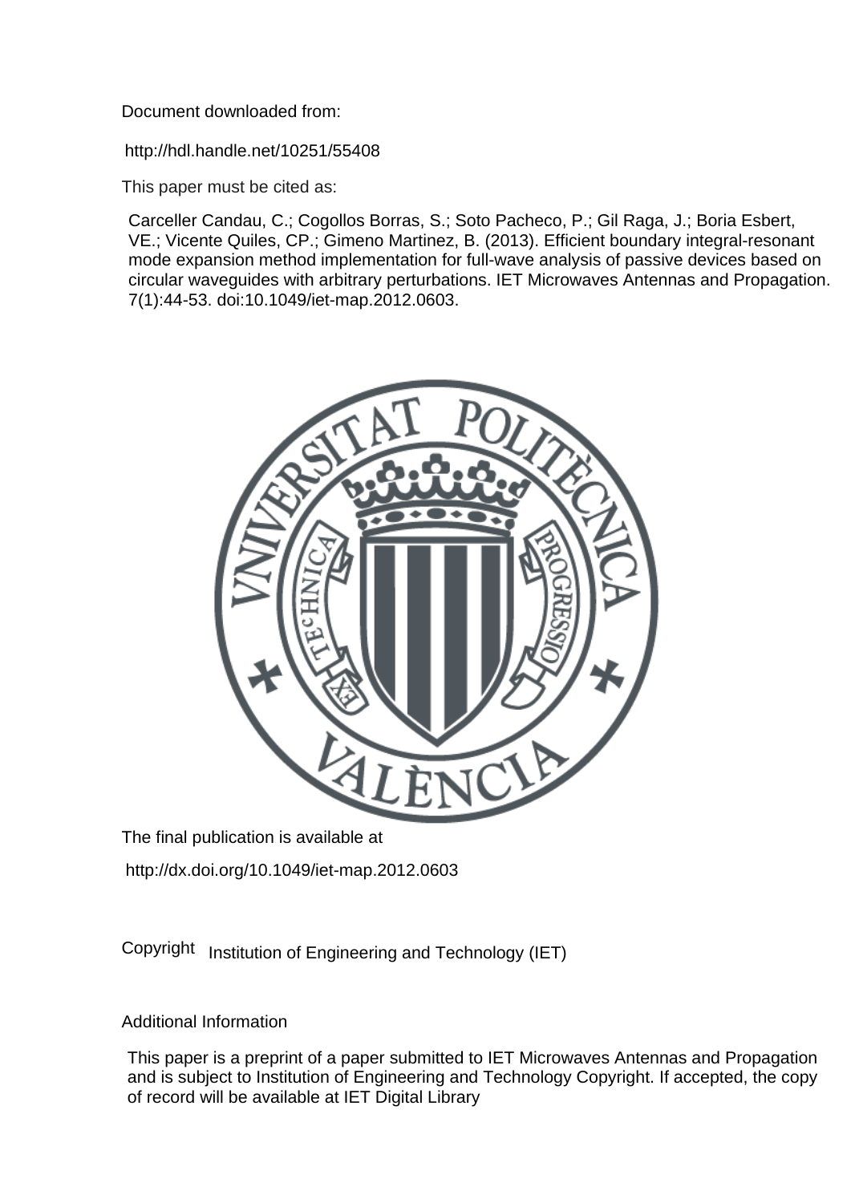Document downloaded from:

http://hdl.handle.net/10251/55408

This paper must be cited as:

Carceller Candau, C.; Cogollos Borras, S.; Soto Pacheco, P.; Gil Raga, J.; Boria Esbert, VE.; Vicente Quiles, CP.; Gimeno Martinez, B. (2013). Efficient boundary integral-resonant mode expansion method implementation for full-wave analysis of passive devices based on circular waveguides with arbitrary perturbations. IET Microwaves Antennas and Propagation. 7(1):44-53. doi:10.1049/iet-map.2012.0603.

The final publication is available at

http://dx.doi.org/10.1049/iet-map.2012.0603

Copyright Institution of Engineering and Technology (IET)

Additional Information

This paper is a preprint of a paper submitted to IET Microwaves Antennas and Propagation and is subject to Institution of Engineering and Technology Copyright. If accepted, the copy of record will be available at IET Digital Library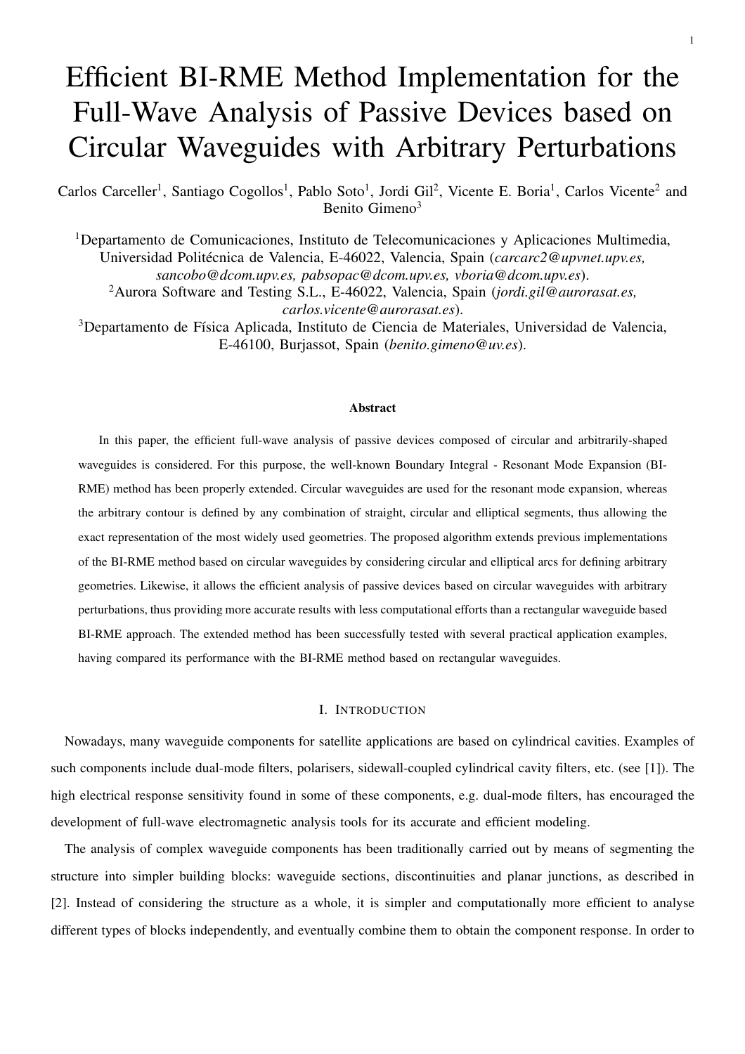# Efficient BI-RME Method Implementation for the Full-Wave Analysis of Passive Devices based on Circular Waveguides with Arbitrary Perturbations

Carlos Carceller[1], Santiago Cogollos[1], Pablo Soto[1], Jordi Gil[2], Vicente E. Boria[1], Carlos Vicente[2] and Benito Gimeno[3]

[1]Departamento de Comunicaciones, Instituto de Telecomunicaciones y Aplicaciones Multimedia, Universidad Politécnica de Valencia, E-46022, Valencia, Spain (*carcarc2@upvnet.upv.es, sancobo@dcom.upv.es, pabsopac@dcom.upv.es, vboria@dcom.upv.es*).

[2]Aurora Software and Testing S.L., E-46022, Valencia, Spain (*jordi.gil@aurorasat.es, carlos.vicente@aurorasat.es*).

[3]Departamento de Física Aplicada, Instituto de Ciencia de Materiales, Universidad de Valencia, E-46100, Burjassot, Spain (*benito.gimeno@uv.es*).

**Abstract**

In this paper, the efficient full-wave analysis of passive devices composed of circular and arbitrarily-shaped waveguides is considered. For this purpose, the well-known Boundary Integral - Resonant Mode Expansion (BI-RME) method has been properly extended. Circular waveguides are used for the resonant mode expansion, whereas the arbitrary contour is defined by any combination of straight, circular and elliptical segments, thus allowing the exact representation of the most widely used geometries. The proposed algorithm extends previous implementations of the BI-RME method based on circular waveguides by considering circular and elliptical arcs for defining arbitrary geometries. Likewise, it allows the efficient analysis of passive devices based on circular waveguides with arbitrary perturbations, thus providing more accurate results with less computational efforts than a rectangular waveguide based BI-RME approach. The extended method has been successfully tested with several practical application examples, having compared its performance with the BI-RME method based on rectangular waveguides.

## I. Introduction

Nowadays, many waveguide components for satellite applications are based on cylindrical cavities. Examples of such components include dual-mode filters, polarisers, sidewall-coupled cylindrical cavity filters, etc. (see [1]). The high electrical response sensitivity found in some of these components, e.g. dual-mode filters, has encouraged the development of full-wave electromagnetic analysis tools for its accurate and efficient modeling.

The analysis of complex waveguide components has been traditionally carried out by means of segmenting the structure into simpler building blocks: waveguide sections, discontinuities and planar junctions, as described in [2]. Instead of considering the structure as a whole, it is simpler and computationally more efficient to analyse different types of blocks independently, and eventually combine them to obtain the component response. In order to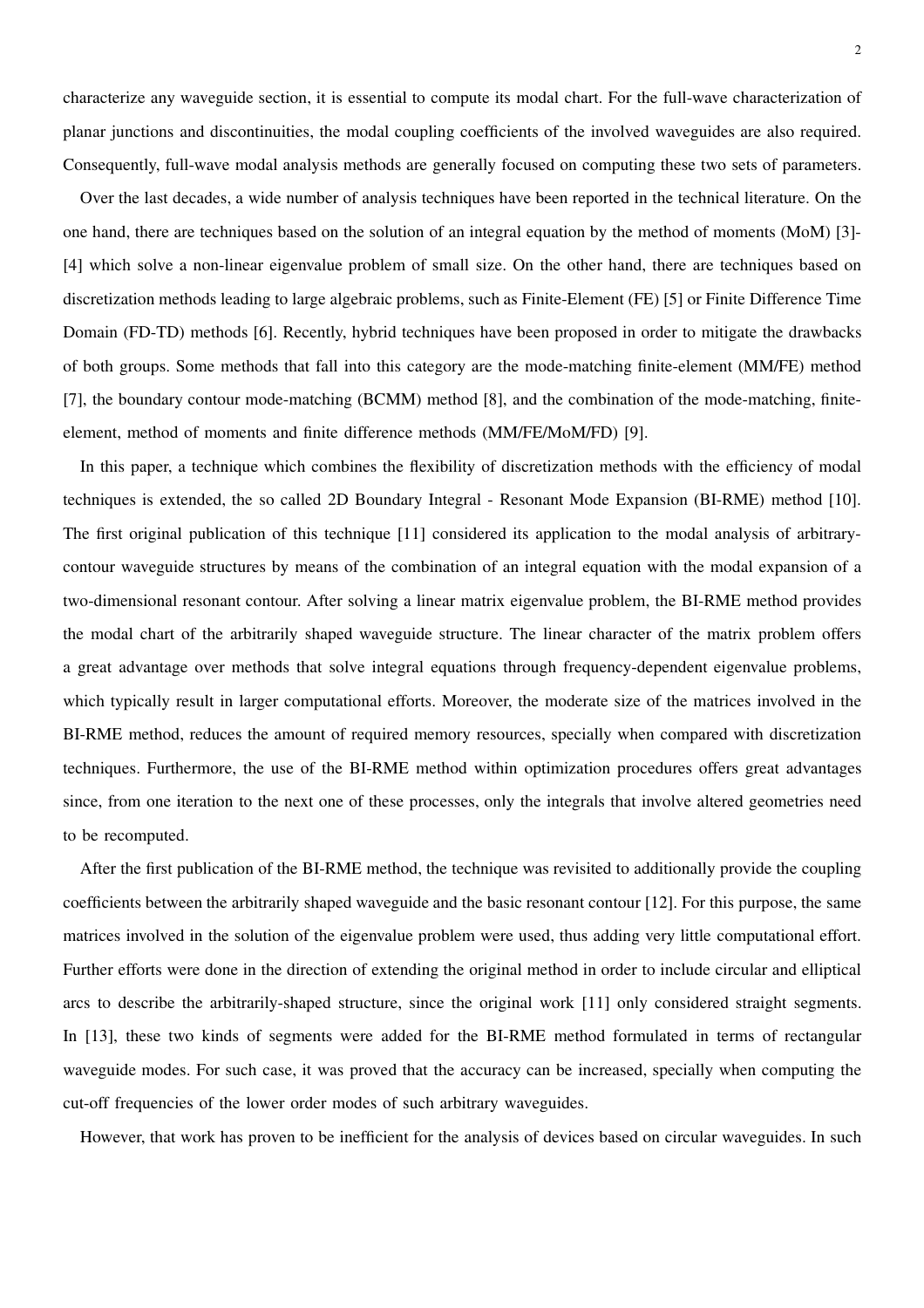characterize any waveguide section, it is essential to compute its modal chart. For the full-wave characterization of planar junctions and discontinuities, the modal coupling coefficients of the involved waveguides are also required. Consequently, full-wave modal analysis methods are generally focused on computing these two sets of parameters.

Over the last decades, a wide number of analysis techniques have been reported in the technical literature. On the one hand, there are techniques based on the solution of an integral equation by the method of moments (MoM) [3]-[4] which solve a non-linear eigenvalue problem of small size. On the other hand, there are techniques based on discretization methods leading to large algebraic problems, such as Finite-Element (FE) [5] or Finite Difference Time Domain (FD-TD) methods [6]. Recently, hybrid techniques have been proposed in order to mitigate the drawbacks of both groups. Some methods that fall into this category are the mode-matching finite-element (MM/FE) method [7], the boundary contour mode-matching (BCMM) method [8], and the combination of the mode-matching, finite-element, method of moments and finite difference methods (MM/FE/MoM/FD) [9].

In this paper, a technique which combines the flexibility of discretization methods with the efficiency of modal techniques is extended, the so called 2D Boundary Integral - Resonant Mode Expansion (BI-RME) method [10]. The first original publication of this technique [11] considered its application to the modal analysis of arbitrary-contour waveguide structures by means of the combination of an integral equation with the modal expansion of a two-dimensional resonant contour. After solving a linear matrix eigenvalue problem, the BI-RME method provides the modal chart of the arbitrarily shaped waveguide structure. The linear character of the matrix problem offers a great advantage over methods that solve integral equations through frequency-dependent eigenvalue problems, which typically result in larger computational efforts. Moreover, the moderate size of the matrices involved in the BI-RME method, reduces the amount of required memory resources, specially when compared with discretization techniques. Furthermore, the use of the BI-RME method within optimization procedures offers great advantages since, from one iteration to the next one of these processes, only the integrals that involve altered geometries need to be recomputed.

After the first publication of the BI-RME method, the technique was revisited to additionally provide the coupling coefficients between the arbitrarily shaped waveguide and the basic resonant contour [12]. For this purpose, the same matrices involved in the solution of the eigenvalue problem were used, thus adding very little computational effort. Further efforts were done in the direction of extending the original method in order to include circular and elliptical arcs to describe the arbitrarily-shaped structure, since the original work [11] only considered straight segments. In [13], these two kinds of segments were added for the BI-RME method formulated in terms of rectangular waveguide modes. For such case, it was proved that the accuracy can be increased, specially when computing the cut-off frequencies of the lower order modes of such arbitrary waveguides.

However, that work has proven to be inefficient for the analysis of devices based on circular waveguides. In such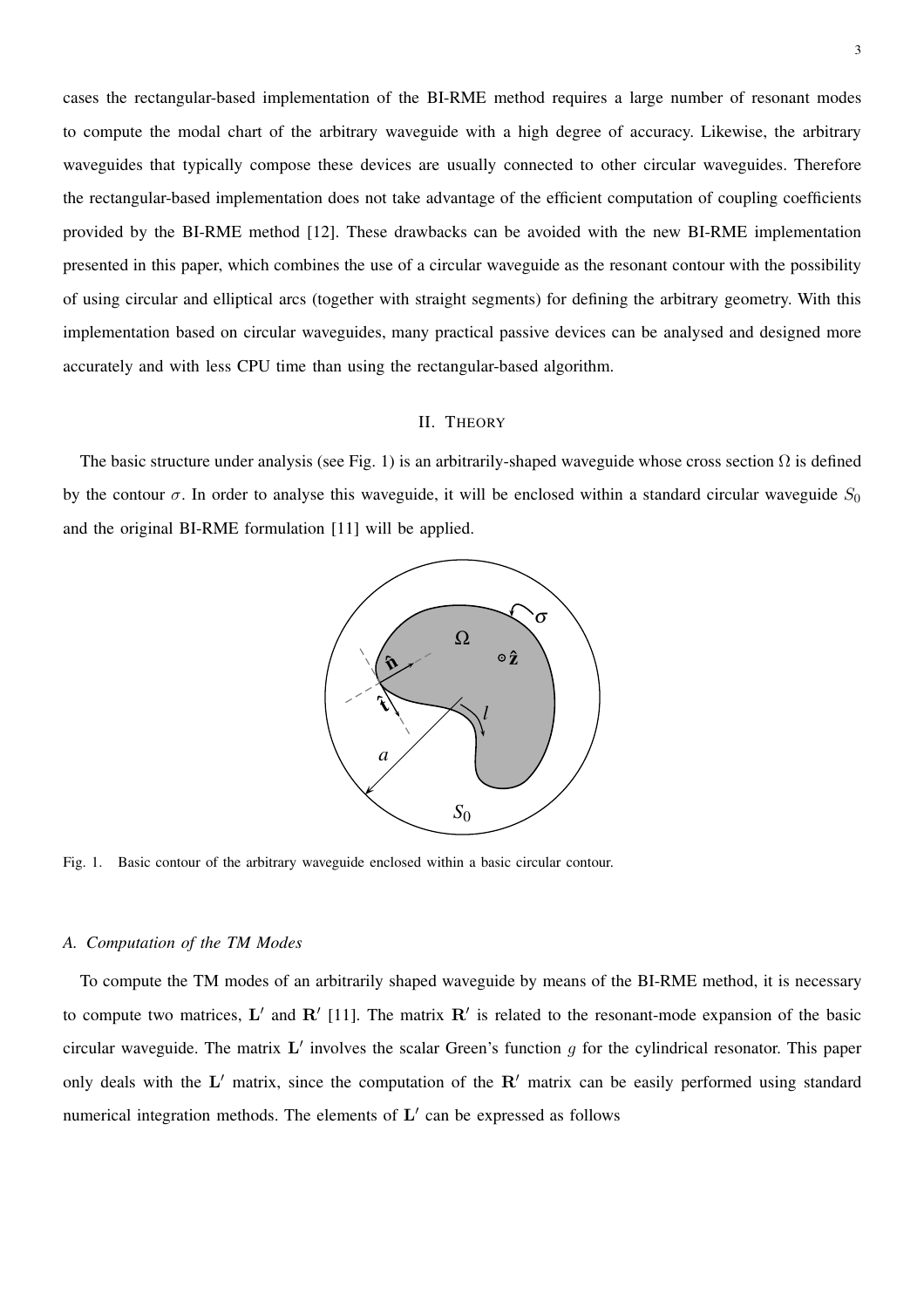cases the rectangular-based implementation of the BI-RME method requires a large number of resonant modes to compute the modal chart of the arbitrary waveguide with a high degree of accuracy. Likewise, the arbitrary waveguides that typically compose these devices are usually connected to other circular waveguides. Therefore the rectangular-based implementation does not take advantage of the efficient computation of coupling coefficients provided by the BI-RME method [12]. These drawbacks can be avoided with the new BI-RME implementation presented in this paper, which combines the use of a circular waveguide as the resonant contour with the possibility of using circular and elliptical arcs (together with straight segments) for defining the arbitrary geometry. With this implementation based on circular waveguides, many practical passive devices can be analysed and designed more accurately and with less CPU time than using the rectangular-based algorithm.

## II. Theory

The basic structure under analysis (see Fig. 1) is an arbitrarily-shaped waveguide whose cross section $\Omega$ is defined by the contour $\sigma$. In order to analyse this waveguide, it will be enclosed within a standard circular waveguide $S_0$ and the original BI-RME formulation [11] will be applied.

Fig. 1. Basic contour of the arbitrary waveguide enclosed within a basic circular contour.

### A. Computation of the TM Modes

To compute the TM modes of an arbitrarily shaped waveguide by means of the BI-RME method, it is necessary to compute two matrices, $\mathbf{L}'$ and $\mathbf{R}'$ [11]. The matrix $\mathbf{R}'$ is related to the resonant-mode expansion of the basic circular waveguide. The matrix $\mathbf{L}'$ involves the scalar Green's function $g$ for the cylindrical resonator. This paper only deals with the $\mathbf{L}'$ matrix, since the computation of the $\mathbf{R}'$ matrix can be easily performed using standard numerical integration methods. The elements of $\mathbf{L}'$ can be expressed as follows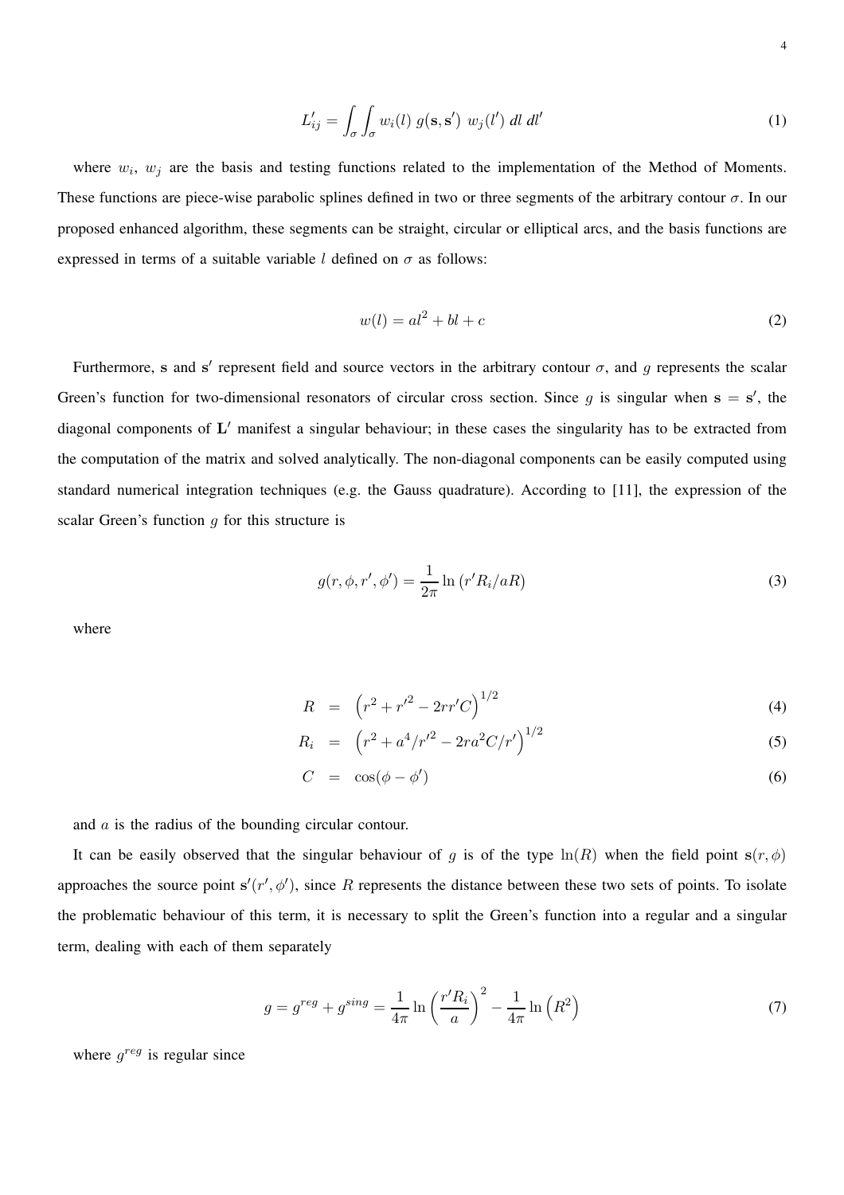$$L'_{ij} = \int_\sigma \int_\sigma w_i(l)\ g(\mathbf{s}, \mathbf{s}')\ w_j(l')\ dl\ dl' \tag{1}$$

where $w_i$, $w_j$ are the basis and testing functions related to the implementation of the Method of Moments. These functions are piece-wise parabolic splines defined in two or three segments of the arbitrary contour $\sigma$. In our proposed enhanced algorithm, these segments can be straight, circular or elliptical arcs, and the basis functions are expressed in terms of a suitable variable $l$ defined on $\sigma$ as follows:

$$w(l) = al^2 + bl + c \tag{2}$$

Furthermore, $\mathbf{s}$ and $\mathbf{s}'$ represent field and source vectors in the arbitrary contour $\sigma$, and $g$ represents the scalar Green's function for two-dimensional resonators of circular cross section. Since $g$ is singular when $\mathbf{s} = \mathbf{s}'$, the diagonal components of $\mathbf{L}'$ manifest a singular behaviour; in these cases the singularity has to be extracted from the computation of the matrix and solved analytically. The non-diagonal components can be easily computed using standard numerical integration techniques (e.g. the Gauss quadrature). According to [11], the expression of the scalar Green's function $g$ for this structure is

$$g(r, \phi, r', \phi') = \frac{1}{2\pi} \ln\left(r' R_i / aR\right) \tag{3}$$

where

$$R = \left(r^2 + r'^2 - 2rr'C\right)^{1/2} \tag{4}$$

$$R_i = \left(r^2 + a^4/r'^2 - 2ra^2C/r'\right)^{1/2} \tag{5}$$

$$C = \cos(\phi - \phi') \tag{6}$$

and $a$ is the radius of the bounding circular contour.

It can be easily observed that the singular behaviour of $g$ is of the type $\ln(R)$ when the field point $\mathbf{s}(r, \phi)$ approaches the source point $\mathbf{s}'(r', \phi')$, since $R$ represents the distance between these two sets of points. To isolate the problematic behaviour of this term, it is necessary to split the Green's function into a regular and a singular term, dealing with each of them separately

$$g = g^{reg} + g^{sing} = \frac{1}{4\pi} \ln\left(\frac{r' R_i}{a}\right)^2 - \frac{1}{4\pi} \ln\left(R^2\right) \tag{7}$$

where $g^{reg}$ is regular since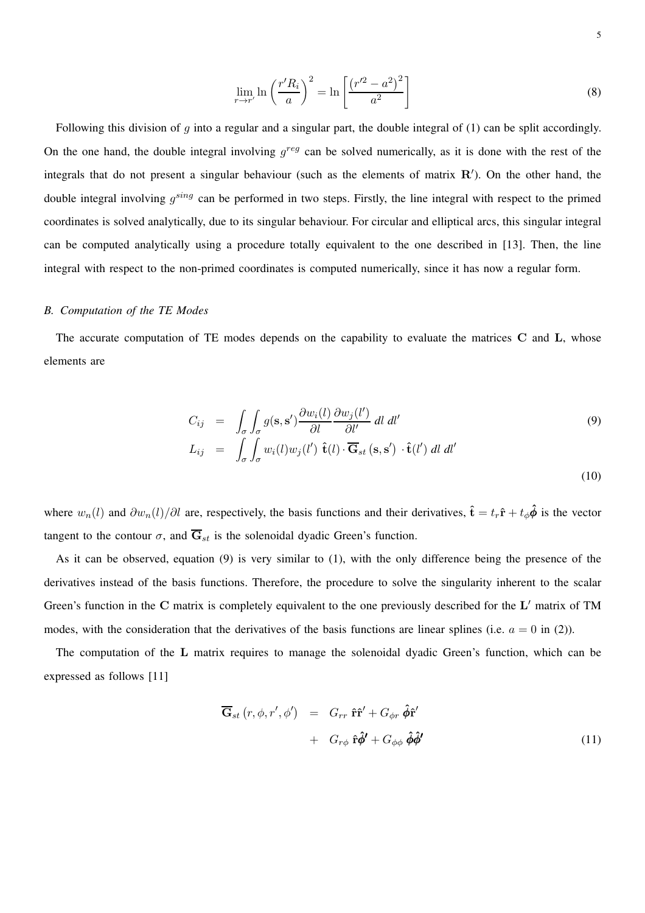$$\lim_{r \to r'} \ln \left( \frac{r' R_i}{a} \right)^2 = \ln \left[ \frac{\left(r'^2 - a^2\right)^2}{a^2} \right] \tag{8}$$

Following this division of $g$ into a regular and a singular part, the double integral of (1) can be split accordingly. On the one hand, the double integral involving $g^{reg}$ can be solved numerically, as it is done with the rest of the integrals that do not present a singular behaviour (such as the elements of matrix $\mathbf{R}'$). On the other hand, the double integral involving $g^{sing}$ can be performed in two steps. Firstly, the line integral with respect to the primed coordinates is solved analytically, due to its singular behaviour. For circular and elliptical arcs, this singular integral can be computed analytically using a procedure totally equivalent to the one described in [13]. Then, the line integral with respect to the non-primed coordinates is computed numerically, since it has now a regular form.

### *B. Computation of the TE Modes*

The accurate computation of TE modes depends on the capability to evaluate the matrices $\mathbf{C}$ and $\mathbf{L}$, whose elements are

$$C_{ij} = \int_\sigma \int_\sigma g(\mathbf{s}, \mathbf{s}') \frac{\partial w_i(l)}{\partial l} \frac{\partial w_j(l')}{\partial l'} \, dl \, dl' \tag{9}$$

$$L_{ij} = \int_\sigma \int_\sigma w_i(l) w_j(l') \; \hat{\mathbf{t}}(l) \cdot \overline{\mathbf{G}}_{st} \left(\mathbf{s}, \mathbf{s}'\right) \cdot \hat{\mathbf{t}}(l') \, dl \, dl' \tag{10}$$

where $w_n(l)$ and $\partial w_n(l)/\partial l$ are, respectively, the basis functions and their derivatives, $\hat{\mathbf{t}} = t_r \hat{\mathbf{r}} + t_\phi \hat{\boldsymbol{\phi}}$ is the vector tangent to the contour $\sigma$, and $\overline{\mathbf{G}}_{st}$ is the solenoidal dyadic Green's function.

As it can be observed, equation (9) is very similar to (1), with the only difference being the presence of the derivatives instead of the basis functions. Therefore, the procedure to solve the singularity inherent to the scalar Green's function in the $\mathbf{C}$ matrix is completely equivalent to the one previously described for the $\mathbf{L}'$ matrix of TM modes, with the consideration that the derivatives of the basis functions are linear splines (i.e. $a = 0$ in (2)).

The computation of the $\mathbf{L}$ matrix requires to manage the solenoidal dyadic Green's function, which can be expressed as follows [11]

$$\begin{aligned} \overline{\mathbf{G}}_{st} \left(r, \phi, r', \phi'\right) &= G_{rr} \; \hat{\mathbf{r}}\hat{\mathbf{r}}' + G_{\phi r} \; \hat{\boldsymbol{\phi}}\hat{\mathbf{r}}' \\ &+ G_{r\phi} \; \hat{\mathbf{r}}\hat{\boldsymbol{\phi}}' + G_{\phi\phi} \; \hat{\boldsymbol{\phi}}\hat{\boldsymbol{\phi}}' \end{aligned} \tag{11}$$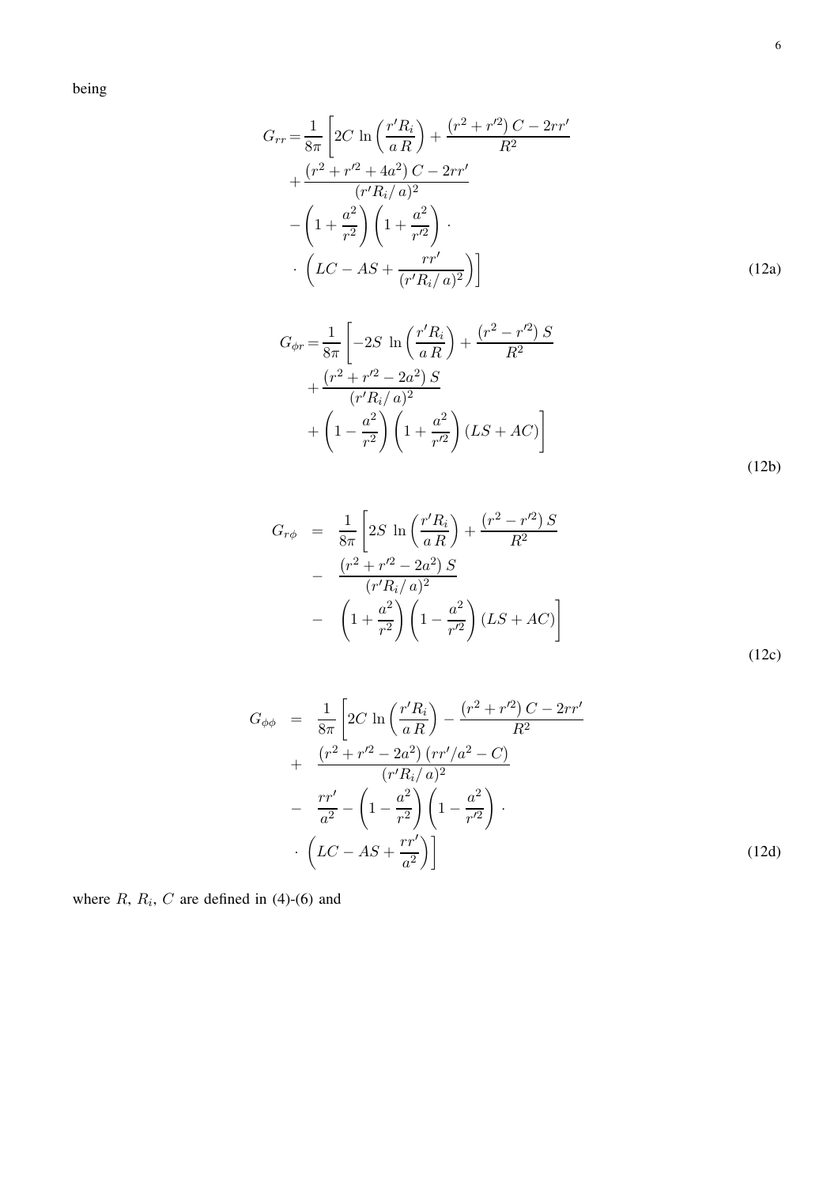being

$$
\begin{aligned}
G_{rr} = \frac{1}{8\pi} \Bigg[ & 2C \, \ln\left(\frac{r' R_i}{a\, R}\right) + \frac{\left(r^2 + r'^2\right) C - 2rr'}{R^2} \\
& + \frac{\left(r^2 + r'^2 + 4a^2\right) C - 2rr'}{(r' R_i/\, a)^2} \\
& - \left(1 + \frac{a^2}{r^2}\right)\left(1 + \frac{a^2}{r'^2}\right) \cdot \\
& \cdot \left(LC - AS + \frac{rr'}{(r' R_i/\, a)^2}\right) \Bigg]
\end{aligned} \tag{12a}
$$

$$
\begin{aligned}
G_{\phi r} = \frac{1}{8\pi} \Bigg[ & -2S \, \ln\left(\frac{r' R_i}{a\, R}\right) + \frac{\left(r^2 - r'^2\right) S}{R^2} \\
& + \frac{\left(r^2 + r'^2 - 2a^2\right) S}{(r' R_i/\, a)^2} \\
& + \left(1 - \frac{a^2}{r^2}\right)\left(1 + \frac{a^2}{r'^2}\right)(LS + AC) \Bigg]
\end{aligned} \tag{12b}
$$

$$
\begin{aligned}
G_{r\phi} = \frac{1}{8\pi} \Bigg[ & 2S \, \ln\left(\frac{r' R_i}{a\, R}\right) + \frac{\left(r^2 - r'^2\right) S}{R^2} \\
& - \frac{\left(r^2 + r'^2 - 2a^2\right) S}{(r' R_i/\, a)^2} \\
& - \left(1 + \frac{a^2}{r^2}\right)\left(1 - \frac{a^2}{r'^2}\right)(LS + AC) \Bigg]
\end{aligned} \tag{12c}
$$

$$
\begin{aligned}
G_{\phi\phi} = \frac{1}{8\pi} \Bigg[ & 2C \, \ln\left(\frac{r' R_i}{a\, R}\right) - \frac{\left(r^2 + r'^2\right) C - 2rr'}{R^2} \\
& + \frac{\left(r^2 + r'^2 - 2a^2\right)\left(rr'/a^2 - C\right)}{(r' R_i/\, a)^2} \\
& - \frac{rr'}{a^2} - \left(1 - \frac{a^2}{r^2}\right)\left(1 - \frac{a^2}{r'^2}\right) \cdot \\
& \cdot \left(LC - AS + \frac{rr'}{a^2}\right) \Bigg]
\end{aligned} \tag{12d}
$$

where $R$, $R_i$, $C$ are defined in (4)-(6) and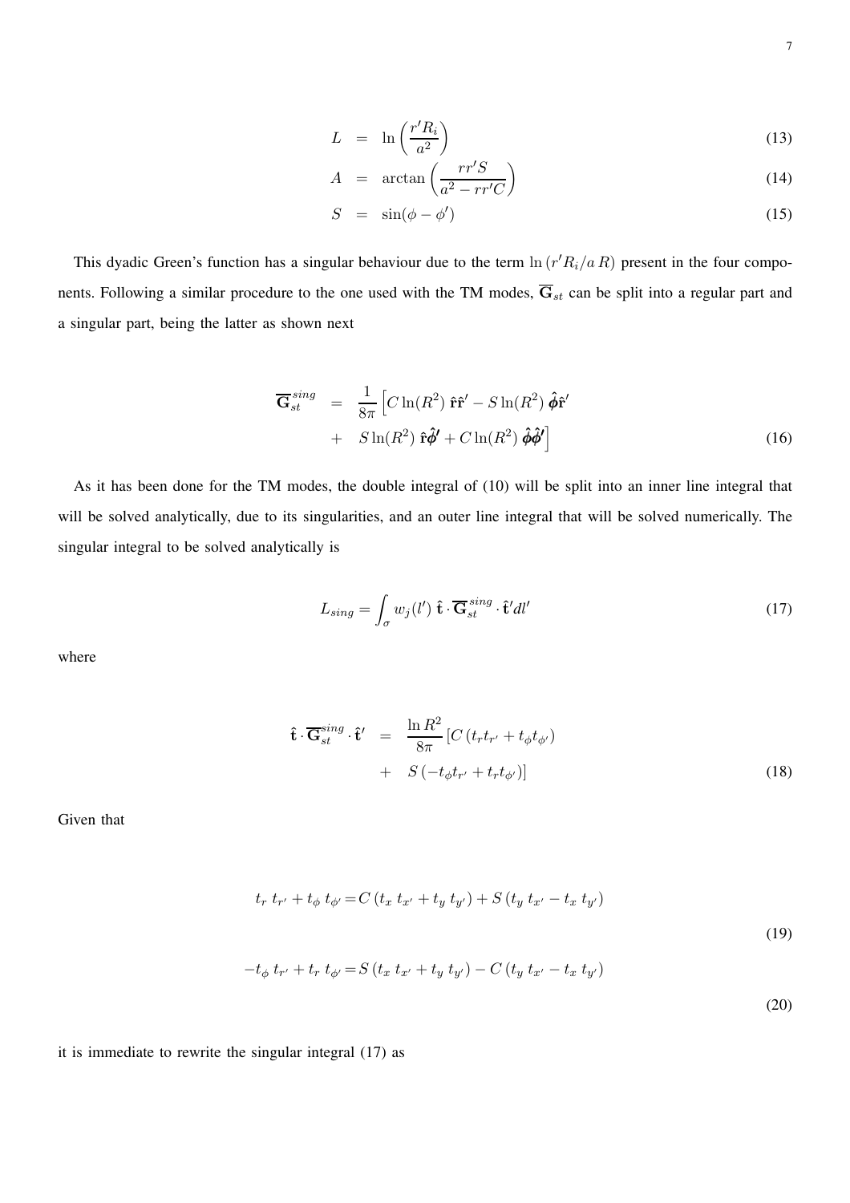$$L = \ln\left(\frac{r' R_i}{a^2}\right) \tag{13}$$

$$A = \arctan\left(\frac{r r' S}{a^2 - r r' C}\right) \tag{14}$$

$$S = \sin(\phi - \phi') \tag{15}$$

This dyadic Green's function has a singular behaviour due to the term $\ln(r' R_i / a\, R)$ present in the four components. Following a similar procedure to the one used with the TM modes, $\overline{\mathbf{G}}_{st}$ can be split into a regular part and a singular part, being the latter as shown next

$$\begin{aligned}
\overline{\mathbf{G}}_{st}^{sing} &= \frac{1}{8\pi}\Big[C\ln(R^2)\,\hat{\mathbf{r}}\hat{\mathbf{r}}' - S\ln(R^2)\,\hat{\boldsymbol{\phi}}\hat{\mathbf{r}}' \\
&+ \; S\ln(R^2)\,\hat{\mathbf{r}}\hat{\boldsymbol{\phi}}' + C\ln(R^2)\,\hat{\boldsymbol{\phi}}\hat{\boldsymbol{\phi}}'\Big]
\end{aligned} \tag{16}$$

As it has been done for the TM modes, the double integral of (10) will be split into an inner line integral that will be solved analytically, due to its singularities, and an outer line integral that will be solved numerically. The singular integral to be solved analytically is

$$L_{sing} = \int_{\sigma} w_j(l')\;\hat{\mathbf{t}}\cdot\overline{\mathbf{G}}_{st}^{sing}\cdot\hat{\mathbf{t}}' dl' \tag{17}$$

where

$$\begin{aligned}
\hat{\mathbf{t}}\cdot\overline{\mathbf{G}}_{st}^{sing}\cdot\hat{\mathbf{t}}' &= \frac{\ln R^2}{8\pi}\left[C\left(t_r t_{r'} + t_\phi t_{\phi'}\right)\right. \\
&+ \; \left. S\left(-t_\phi t_{r'} + t_r t_{\phi'}\right)\right]
\end{aligned} \tag{18}$$

Given that

$$t_r\; t_{r'} + t_\phi\; t_{\phi'} = C\left(t_x\; t_{x'} + t_y\; t_{y'}\right) + S\left(t_y\; t_{x'} - t_x\; t_{y'}\right) \tag{19}$$

$$-t_\phi\; t_{r'} + t_r\; t_{\phi'} = S\left(t_x\; t_{x'} + t_y\; t_{y'}\right) - C\left(t_y\; t_{x'} - t_x\; t_{y'}\right) \tag{20}$$

it is immediate to rewrite the singular integral (17) as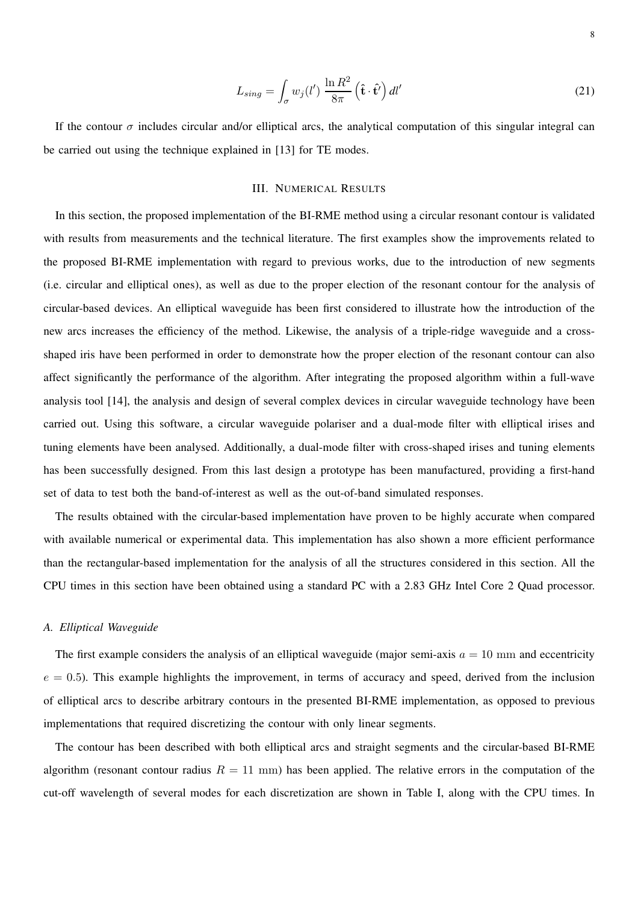$$L_{sing} = \int_{\sigma} w_j(l') \, \frac{\ln R^2}{8\pi} \left( \hat{\mathbf{t}} \cdot \hat{\mathbf{t}}' \right) dl' \tag{21}$$

If the contour $\sigma$ includes circular and/or elliptical arcs, the analytical computation of this singular integral can be carried out using the technique explained in [13] for TE modes.

## III. Numerical Results

In this section, the proposed implementation of the BI-RME method using a circular resonant contour is validated with results from measurements and the technical literature. The first examples show the improvements related to the proposed BI-RME implementation with regard to previous works, due to the introduction of new segments (i.e. circular and elliptical ones), as well as due to the proper election of the resonant contour for the analysis of circular-based devices. An elliptical waveguide has been first considered to illustrate how the introduction of the new arcs increases the efficiency of the method. Likewise, the analysis of a triple-ridge waveguide and a cross-shaped iris have been performed in order to demonstrate how the proper election of the resonant contour can also affect significantly the performance of the algorithm. After integrating the proposed algorithm within a full-wave analysis tool [14], the analysis and design of several complex devices in circular waveguide technology have been carried out. Using this software, a circular waveguide polariser and a dual-mode filter with elliptical irises and tuning elements have been analysed. Additionally, a dual-mode filter with cross-shaped irises and tuning elements has been successfully designed. From this last design a prototype has been manufactured, providing a first-hand set of data to test both the band-of-interest as well as the out-of-band simulated responses.

The results obtained with the circular-based implementation have proven to be highly accurate when compared with available numerical or experimental data. This implementation has also shown a more efficient performance than the rectangular-based implementation for the analysis of all the structures considered in this section. All the CPU times in this section have been obtained using a standard PC with a 2.83 GHz Intel Core 2 Quad processor.

### *A. Elliptical Waveguide*

The first example considers the analysis of an elliptical waveguide (major semi-axis $a = 10$ mm and eccentricity $e = 0.5$). This example highlights the improvement, in terms of accuracy and speed, derived from the inclusion of elliptical arcs to describe arbitrary contours in the presented BI-RME implementation, as opposed to previous implementations that required discretizing the contour with only linear segments.

The contour has been described with both elliptical arcs and straight segments and the circular-based BI-RME algorithm (resonant contour radius $R = 11$ mm) has been applied. The relative errors in the computation of the cut-off wavelength of several modes for each discretization are shown in Table I, along with the CPU times. In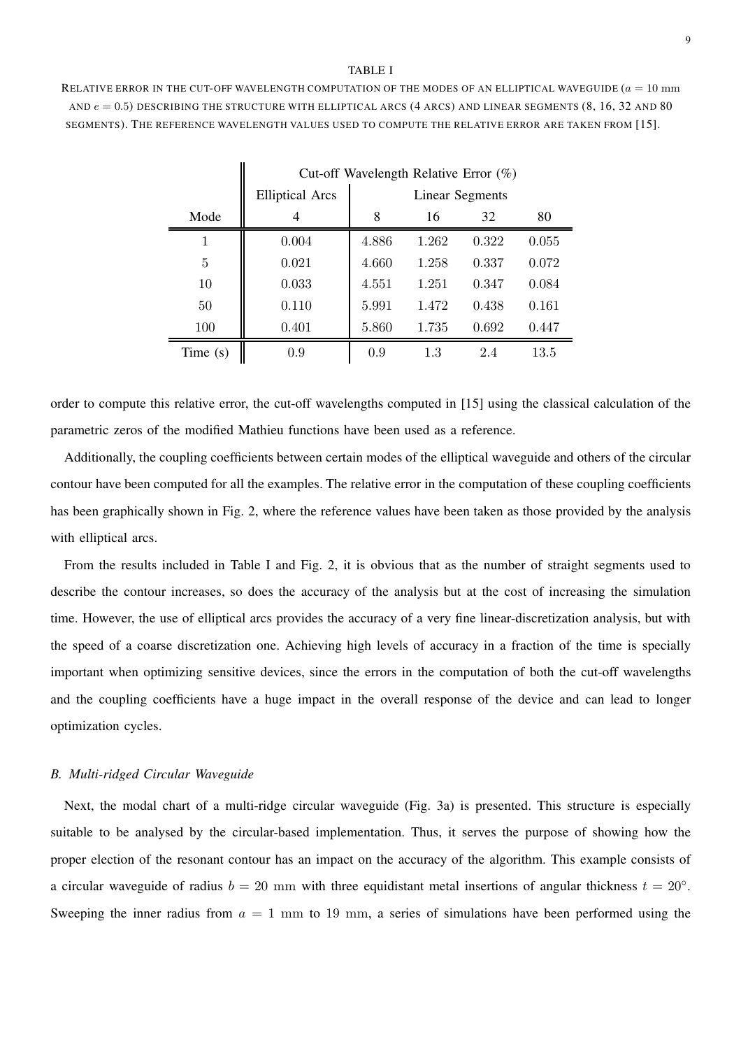TABLE I

RELATIVE ERROR IN THE CUT-OFF WAVELENGTH COMPUTATION OF THE MODES OF AN ELLIPTICAL WAVEGUIDE ($a = 10$ mm AND $e = 0.5$) DESCRIBING THE STRUCTURE WITH ELLIPTICAL ARCS (4 ARCS) AND LINEAR SEGMENTS (8, 16, 32 AND 80 SEGMENTS). THE REFERENCE WAVELENGTH VALUES USED TO COMPUTE THE RELATIVE ERROR ARE TAKEN FROM [15].

| | Cut-off Wavelength Relative Error (%) | | | | |
|---|---|---|---|---|---|
| | Elliptical Arcs | Linear Segments | | | |
| Mode | 4 | 8 | 16 | 32 | 80 |
| 1 | 0.004 | 4.886 | 1.262 | 0.322 | 0.055 |
| 5 | 0.021 | 4.660 | 1.258 | 0.337 | 0.072 |
| 10 | 0.033 | 4.551 | 1.251 | 0.347 | 0.084 |
| 50 | 0.110 | 5.991 | 1.472 | 0.438 | 0.161 |
| 100 | 0.401 | 5.860 | 1.735 | 0.692 | 0.447 |
| Time (s) | 0.9 | 0.9 | 1.3 | 2.4 | 13.5 |

order to compute this relative error, the cut-off wavelengths computed in [15] using the classical calculation of the parametric zeros of the modified Mathieu functions have been used as a reference.

Additionally, the coupling coefficients between certain modes of the elliptical waveguide and others of the circular contour have been computed for all the examples. The relative error in the computation of these coupling coefficients has been graphically shown in Fig. 2, where the reference values have been taken as those provided by the analysis with elliptical arcs.

From the results included in Table I and Fig. 2, it is obvious that as the number of straight segments used to describe the contour increases, so does the accuracy of the analysis but at the cost of increasing the simulation time. However, the use of elliptical arcs provides the accuracy of a very fine linear-discretization analysis, but with the speed of a coarse discretization one. Achieving high levels of accuracy in a fraction of the time is specially important when optimizing sensitive devices, since the errors in the computation of both the cut-off wavelengths and the coupling coefficients have a huge impact in the overall response of the device and can lead to longer optimization cycles.

### *B. Multi-ridged Circular Waveguide*

Next, the modal chart of a multi-ridge circular waveguide (Fig. 3a) is presented. This structure is especially suitable to be analysed by the circular-based implementation. Thus, it serves the purpose of showing how the proper election of the resonant contour has an impact on the accuracy of the algorithm. This example consists of a circular waveguide of radius $b = 20$ mm with three equidistant metal insertions of angular thickness $t = 20°$. Sweeping the inner radius from $a = 1$ mm to 19 mm, a series of simulations have been performed using the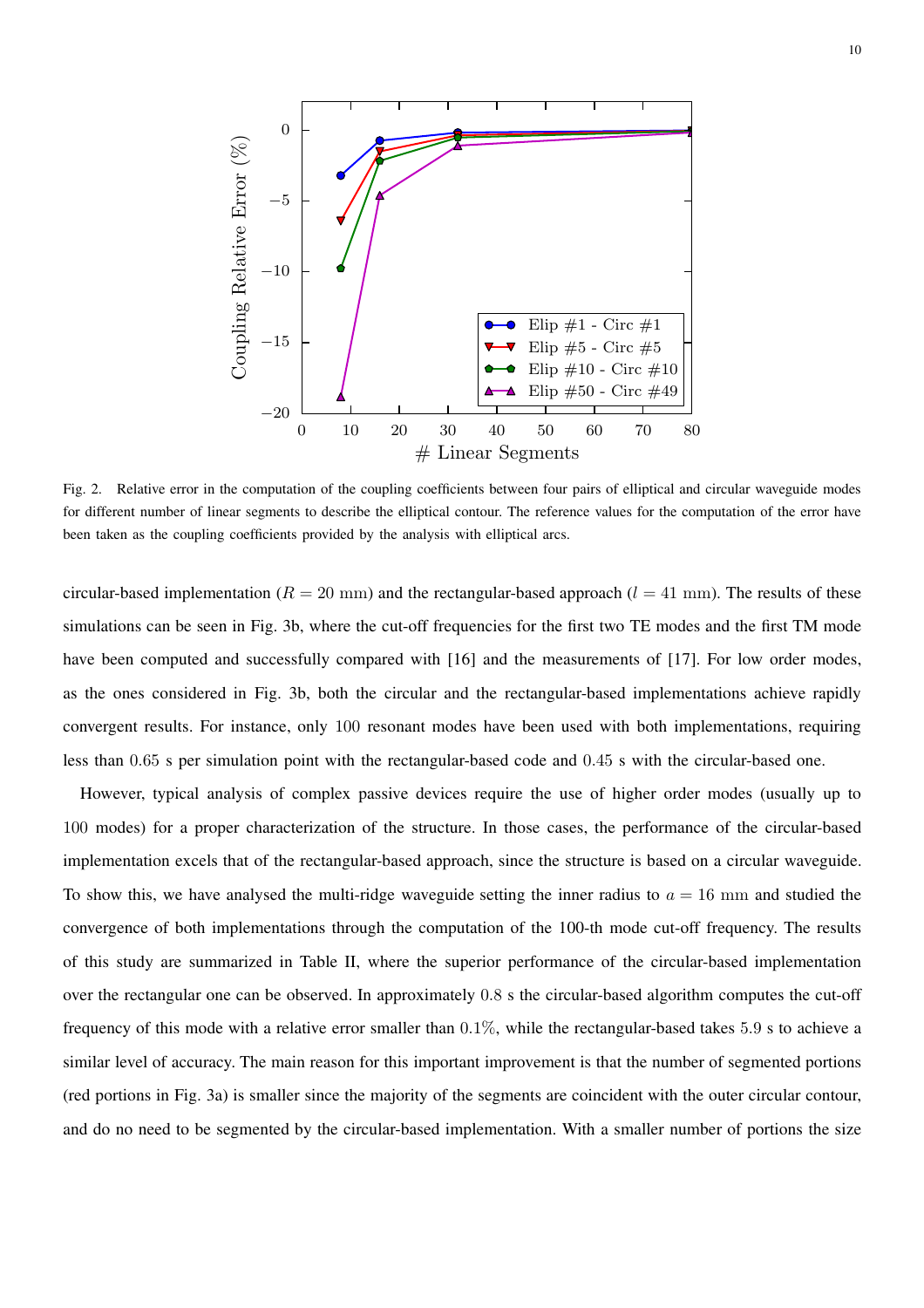Fig. 2. Relative error in the computation of the coupling coefficients between four pairs of elliptical and circular waveguide modes for different number of linear segments to describe the elliptical contour. The reference values for the computation of the error have been taken as the coupling coefficients provided by the analysis with elliptical arcs.

circular-based implementation ($R = 20$ mm) and the rectangular-based approach ($l = 41$ mm). The results of these simulations can be seen in Fig. 3b, where the cut-off frequencies for the first two TE modes and the first TM mode have been computed and successfully compared with [16] and the measurements of [17]. For low order modes, as the ones considered in Fig. 3b, both the circular and the rectangular-based implementations achieve rapidly convergent results. For instance, only 100 resonant modes have been used with both implementations, requiring less than 0.65 s per simulation point with the rectangular-based code and 0.45 s with the circular-based one.

However, typical analysis of complex passive devices require the use of higher order modes (usually up to 100 modes) for a proper characterization of the structure. In those cases, the performance of the circular-based implementation excels that of the rectangular-based approach, since the structure is based on a circular waveguide. To show this, we have analysed the multi-ridge waveguide setting the inner radius to $a = 16$ mm and studied the convergence of both implementations through the computation of the 100-th mode cut-off frequency. The results of this study are summarized in Table II, where the superior performance of the circular-based implementation over the rectangular one can be observed. In approximately 0.8 s the circular-based algorithm computes the cut-off frequency of this mode with a relative error smaller than $0.1\%$, while the rectangular-based takes 5.9 s to achieve a similar level of accuracy. The main reason for this important improvement is that the number of segmented portions (red portions in Fig. 3a) is smaller since the majority of the segments are coincident with the outer circular contour, and do no need to be segmented by the circular-based implementation. With a smaller number of portions the size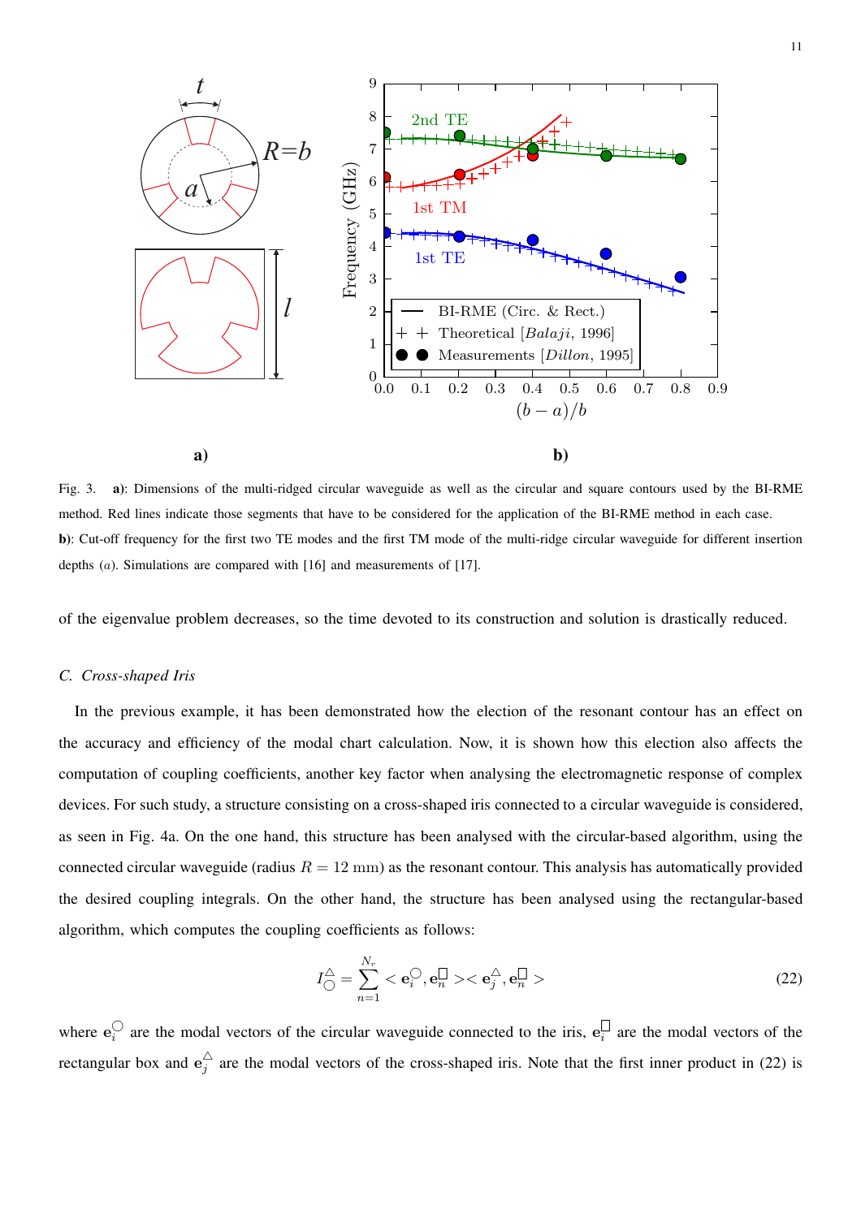Fig. 3. **a)**: Dimensions of the multi-ridged circular waveguide as well as the circular and square contours used by the BI-RME method. Red lines indicate those segments that have to be considered for the application of the BI-RME method in each case.
**b)**: Cut-off frequency for the first two TE modes and the first TM mode of the multi-ridge circular waveguide for different insertion depths ($a$). Simulations are compared with [16] and measurements of [17].

of the eigenvalue problem decreases, so the time devoted to its construction and solution is drastically reduced.

### *C. Cross-shaped Iris*

In the previous example, it has been demonstrated how the election of the resonant contour has an effect on the accuracy and efficiency of the modal chart calculation. Now, it is shown how this election also affects the computation of coupling coefficients, another key factor when analysing the electromagnetic response of complex devices. For such study, a structure consisting on a cross-shaped iris connected to a circular waveguide is considered, as seen in Fig. 4a. On the one hand, this structure has been analysed with the circular-based algorithm, using the connected circular waveguide (radius $R = 12$ mm) as the resonant contour. This analysis has automatically provided the desired coupling integrals. On the other hand, the structure has been analysed using the rectangular-based algorithm, which computes the coupling coefficients as follows:

$$I_{\bigcirc}^{\triangle} = \sum_{n=1}^{N_r} < \mathbf{e}_i^{\bigcirc}, \mathbf{e}_n^{\square} >< \mathbf{e}_j^{\triangle}, \mathbf{e}_n^{\square} > \tag{22}$$

where $\mathbf{e}_i^{\bigcirc}$ are the modal vectors of the circular waveguide connected to the iris, $\mathbf{e}_i^{\square}$ are the modal vectors of the rectangular box and $\mathbf{e}_j^{\triangle}$ are the modal vectors of the cross-shaped iris. Note that the first inner product in (22) is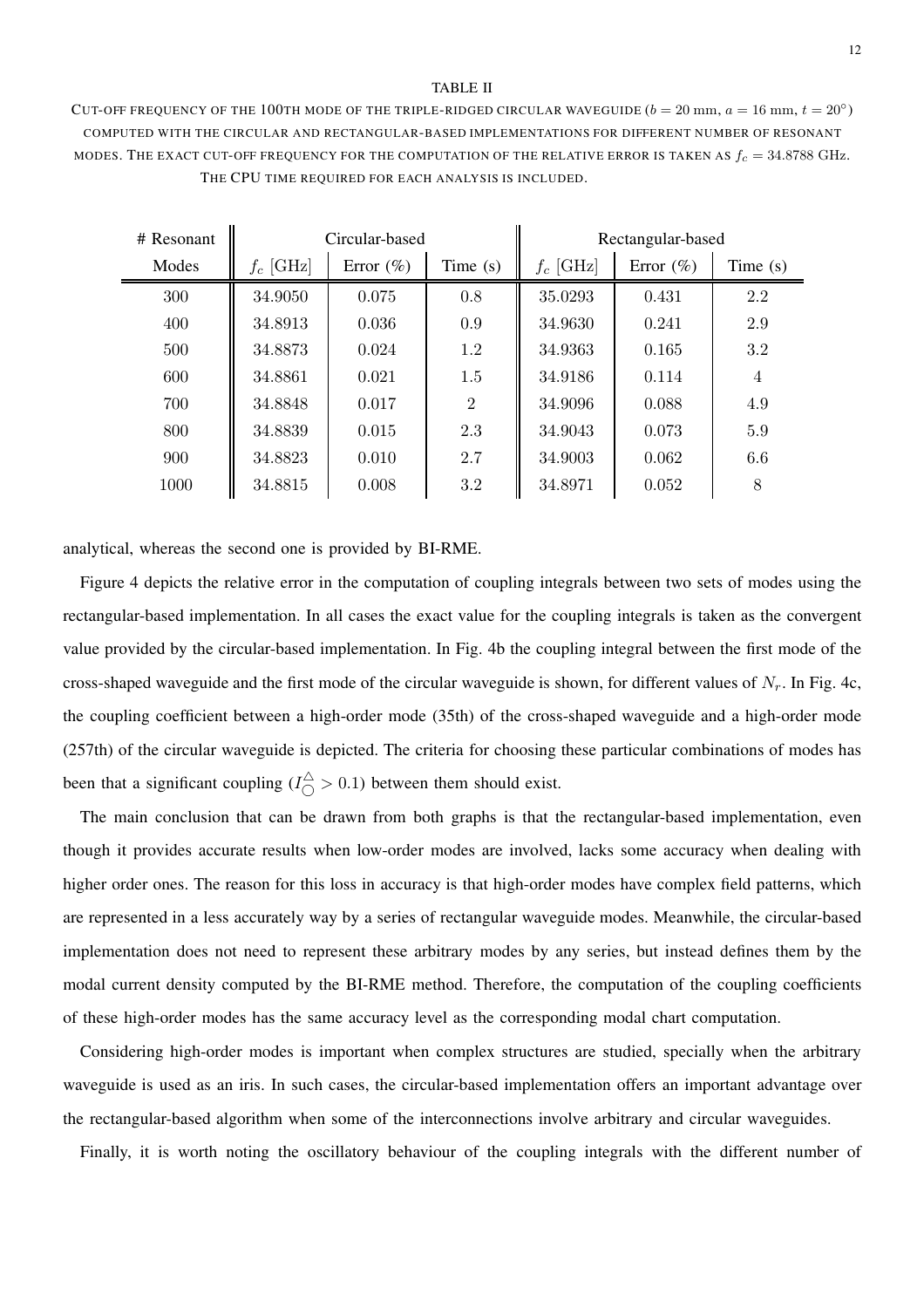TABLE II

CUT-OFF FREQUENCY OF THE 100TH MODE OF THE TRIPLE-RIDGED CIRCULAR WAVEGUIDE ($b = 20$ mm, $a = 16$ mm, $t = 20°$) COMPUTED WITH THE CIRCULAR AND RECTANGULAR-BASED IMPLEMENTATIONS FOR DIFFERENT NUMBER OF RESONANT MODES. THE EXACT CUT-OFF FREQUENCY FOR THE COMPUTATION OF THE RELATIVE ERROR IS TAKEN AS $f_c = 34.8788$ GHz. THE CPU TIME REQUIRED FOR EACH ANALYSIS IS INCLUDED.

| # Resonant | Circular-based | | | Rectangular-based | | |
|---|---|---|---|---|---|---|
| Modes | $f_c$ [GHz] | Error (%) | Time (s) | $f_c$ [GHz] | Error (%) | Time (s) |
| 300 | 34.9050 | 0.075 | 0.8 | 35.0293 | 0.431 | 2.2 |
| 400 | 34.8913 | 0.036 | 0.9 | 34.9630 | 0.241 | 2.9 |
| 500 | 34.8873 | 0.024 | 1.2 | 34.9363 | 0.165 | 3.2 |
| 600 | 34.8861 | 0.021 | 1.5 | 34.9186 | 0.114 | 4 |
| 700 | 34.8848 | 0.017 | 2 | 34.9096 | 0.088 | 4.9 |
| 800 | 34.8839 | 0.015 | 2.3 | 34.9043 | 0.073 | 5.9 |
| 900 | 34.8823 | 0.010 | 2.7 | 34.9003 | 0.062 | 6.6 |
| 1000 | 34.8815 | 0.008 | 3.2 | 34.8971 | 0.052 | 8 |

analytical, whereas the second one is provided by BI-RME.

Figure 4 depicts the relative error in the computation of coupling integrals between two sets of modes using the rectangular-based implementation. In all cases the exact value for the coupling integrals is taken as the convergent value provided by the circular-based implementation. In Fig. 4b the coupling integral between the first mode of the cross-shaped waveguide and the first mode of the circular waveguide is shown, for different values of $N_r$. In Fig. 4c, the coupling coefficient between a high-order mode (35th) of the cross-shaped waveguide and a high-order mode (257th) of the circular waveguide is depicted. The criteria for choosing these particular combinations of modes has been that a significant coupling ($I_{\bigcirc}^{\triangle} > 0.1$) between them should exist.

The main conclusion that can be drawn from both graphs is that the rectangular-based implementation, even though it provides accurate results when low-order modes are involved, lacks some accuracy when dealing with higher order ones. The reason for this loss in accuracy is that high-order modes have complex field patterns, which are represented in a less accurately way by a series of rectangular waveguide modes. Meanwhile, the circular-based implementation does not need to represent these arbitrary modes by any series, but instead defines them by the modal current density computed by the BI-RME method. Therefore, the computation of the coupling coefficients of these high-order modes has the same accuracy level as the corresponding modal chart computation.

Considering high-order modes is important when complex structures are studied, specially when the arbitrary waveguide is used as an iris. In such cases, the circular-based implementation offers an important advantage over the rectangular-based algorithm when some of the interconnections involve arbitrary and circular waveguides.

Finally, it is worth noting the oscillatory behaviour of the coupling integrals with the different number of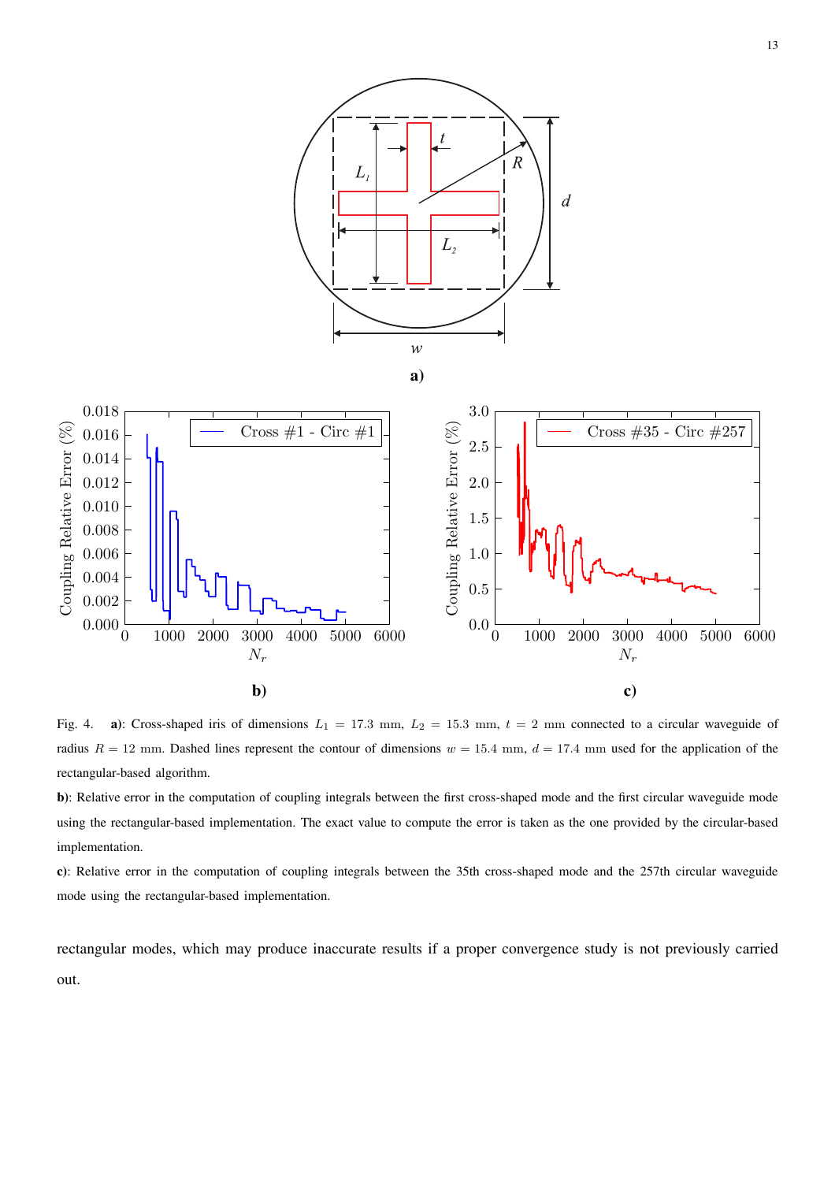Fig. 4. **a)**: Cross-shaped iris of dimensions $L_1 = 17.3$ mm, $L_2 = 15.3$ mm, $t = 2$ mm connected to a circular waveguide of radius $R = 12$ mm. Dashed lines represent the contour of dimensions $w = 15.4$ mm, $d = 17.4$ mm used for the application of the rectangular-based algorithm.

**b)**: Relative error in the computation of coupling integrals between the first cross-shaped mode and the first circular waveguide mode using the rectangular-based implementation. The exact value to compute the error is taken as the one provided by the circular-based implementation.

**c)**: Relative error in the computation of coupling integrals between the 35th cross-shaped mode and the 257th circular waveguide mode using the rectangular-based implementation.

rectangular modes, which may produce inaccurate results if a proper convergence study is not previously carried out.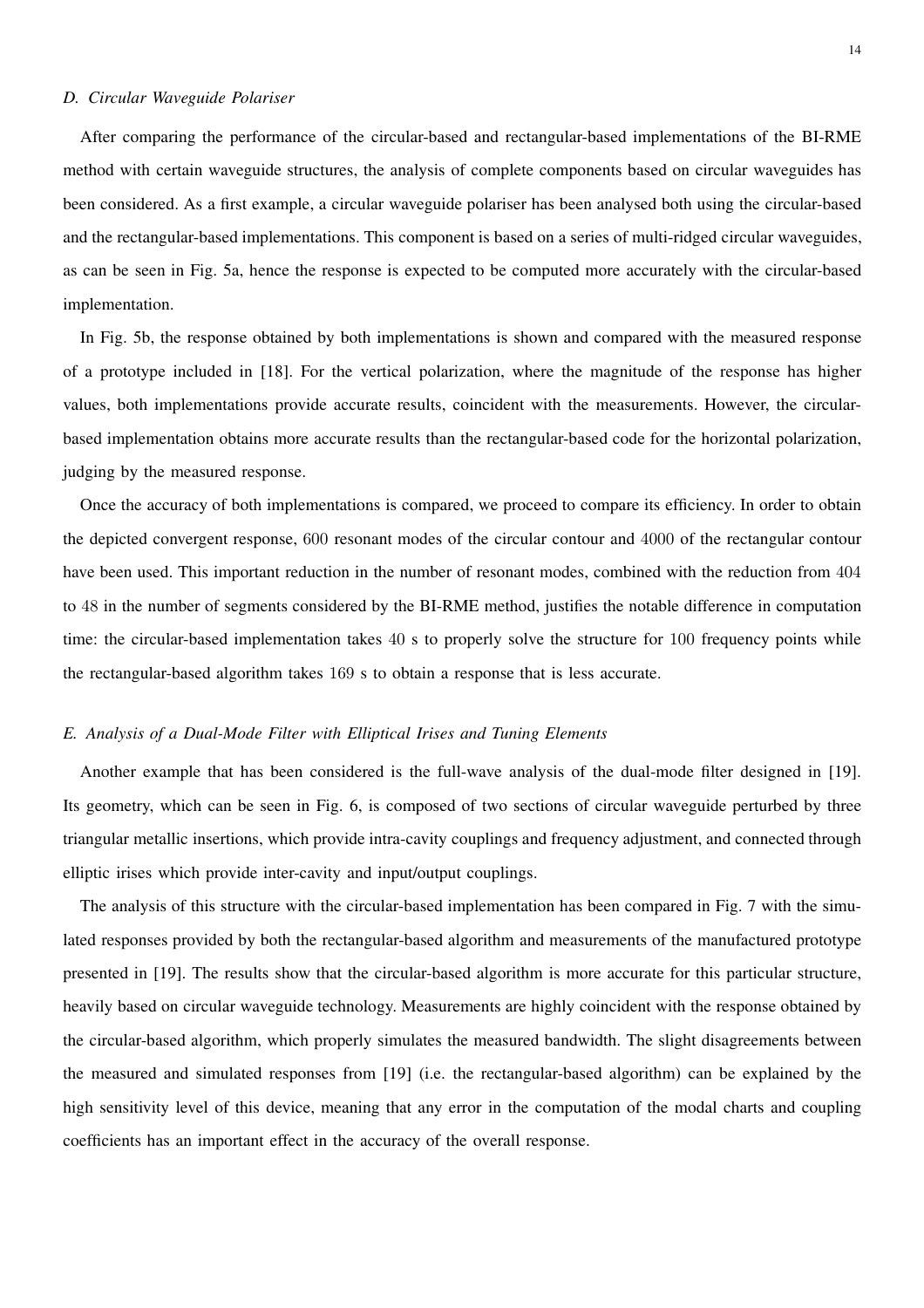### *D. Circular Waveguide Polariser*

After comparing the performance of the circular-based and rectangular-based implementations of the BI-RME method with certain waveguide structures, the analysis of complete components based on circular waveguides has been considered. As a first example, a circular waveguide polariser has been analysed both using the circular-based and the rectangular-based implementations. This component is based on a series of multi-ridged circular waveguides, as can be seen in Fig. 5a, hence the response is expected to be computed more accurately with the circular-based implementation.

In Fig. 5b, the response obtained by both implementations is shown and compared with the measured response of a prototype included in [18]. For the vertical polarization, where the magnitude of the response has higher values, both implementations provide accurate results, coincident with the measurements. However, the circular-based implementation obtains more accurate results than the rectangular-based code for the horizontal polarization, judging by the measured response.

Once the accuracy of both implementations is compared, we proceed to compare its efficiency. In order to obtain the depicted convergent response, $600$ resonant modes of the circular contour and $4000$ of the rectangular contour have been used. This important reduction in the number of resonant modes, combined with the reduction from $404$ to $48$ in the number of segments considered by the BI-RME method, justifies the notable difference in computation time: the circular-based implementation takes $40$ s to properly solve the structure for $100$ frequency points while the rectangular-based algorithm takes $169$ s to obtain a response that is less accurate.

### *E. Analysis of a Dual-Mode Filter with Elliptical Irises and Tuning Elements*

Another example that has been considered is the full-wave analysis of the dual-mode filter designed in [19]. Its geometry, which can be seen in Fig. 6, is composed of two sections of circular waveguide perturbed by three triangular metallic insertions, which provide intra-cavity couplings and frequency adjustment, and connected through elliptic irises which provide inter-cavity and input/output couplings.

The analysis of this structure with the circular-based implementation has been compared in Fig. 7 with the simulated responses provided by both the rectangular-based algorithm and measurements of the manufactured prototype presented in [19]. The results show that the circular-based algorithm is more accurate for this particular structure, heavily based on circular waveguide technology. Measurements are highly coincident with the response obtained by the circular-based algorithm, which properly simulates the measured bandwidth. The slight disagreements between the measured and simulated responses from [19] (i.e. the rectangular-based algorithm) can be explained by the high sensitivity level of this device, meaning that any error in the computation of the modal charts and coupling coefficients has an important effect in the accuracy of the overall response.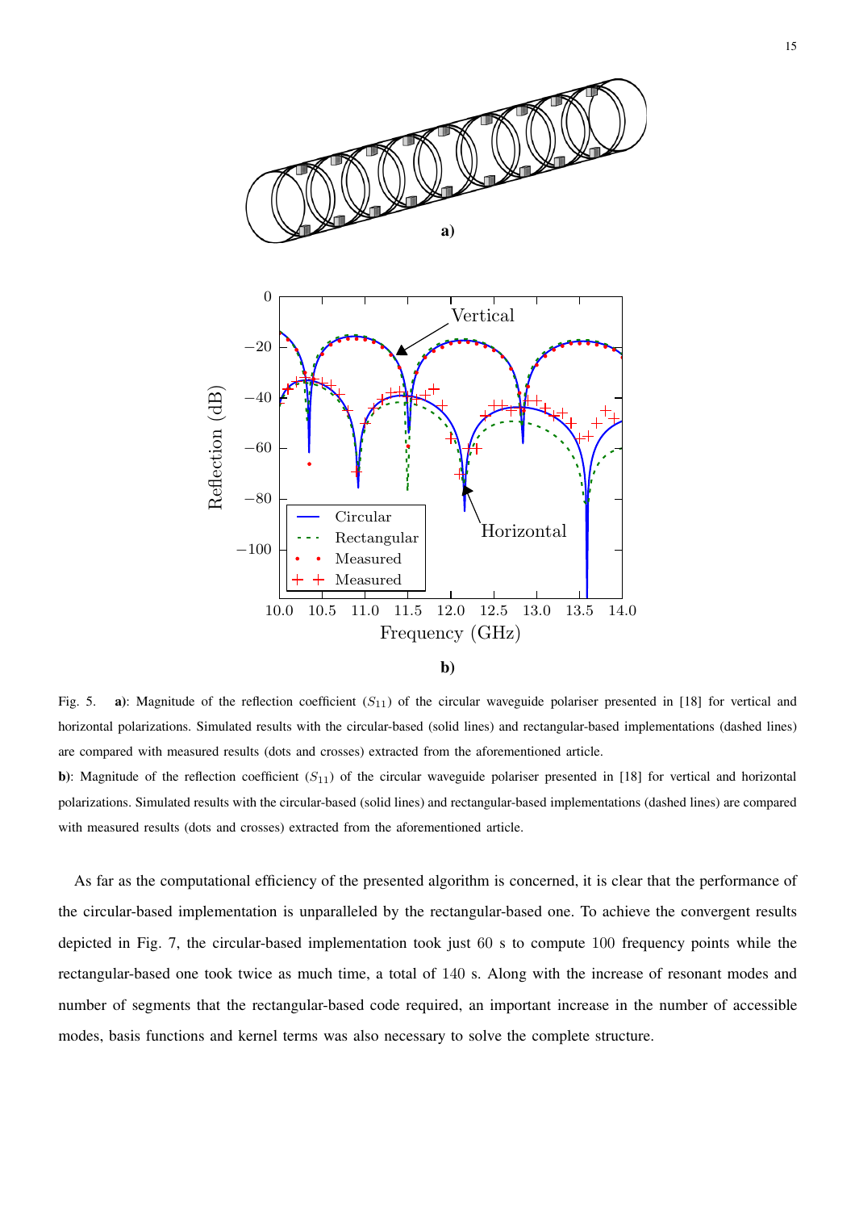Fig. 5. **a)**: Magnitude of the reflection coefficient ($S_{11}$) of the circular waveguide polariser presented in [18] for vertical and horizontal polarizations. Simulated results with the circular-based (solid lines) and rectangular-based implementations (dashed lines) are compared with measured results (dots and crosses) extracted from the aforementioned article.

**b)**: Magnitude of the reflection coefficient ($S_{11}$) of the circular waveguide polariser presented in [18] for vertical and horizontal polarizations. Simulated results with the circular-based (solid lines) and rectangular-based implementations (dashed lines) are compared with measured results (dots and crosses) extracted from the aforementioned article.

As far as the computational efficiency of the presented algorithm is concerned, it is clear that the performance of the circular-based implementation is unparalleled by the rectangular-based one. To achieve the convergent results depicted in Fig. 7, the circular-based implementation took just 60 s to compute 100 frequency points while the rectangular-based one took twice as much time, a total of 140 s. Along with the increase of resonant modes and number of segments that the rectangular-based code required, an important increase in the number of accessible modes, basis functions and kernel terms was also necessary to solve the complete structure.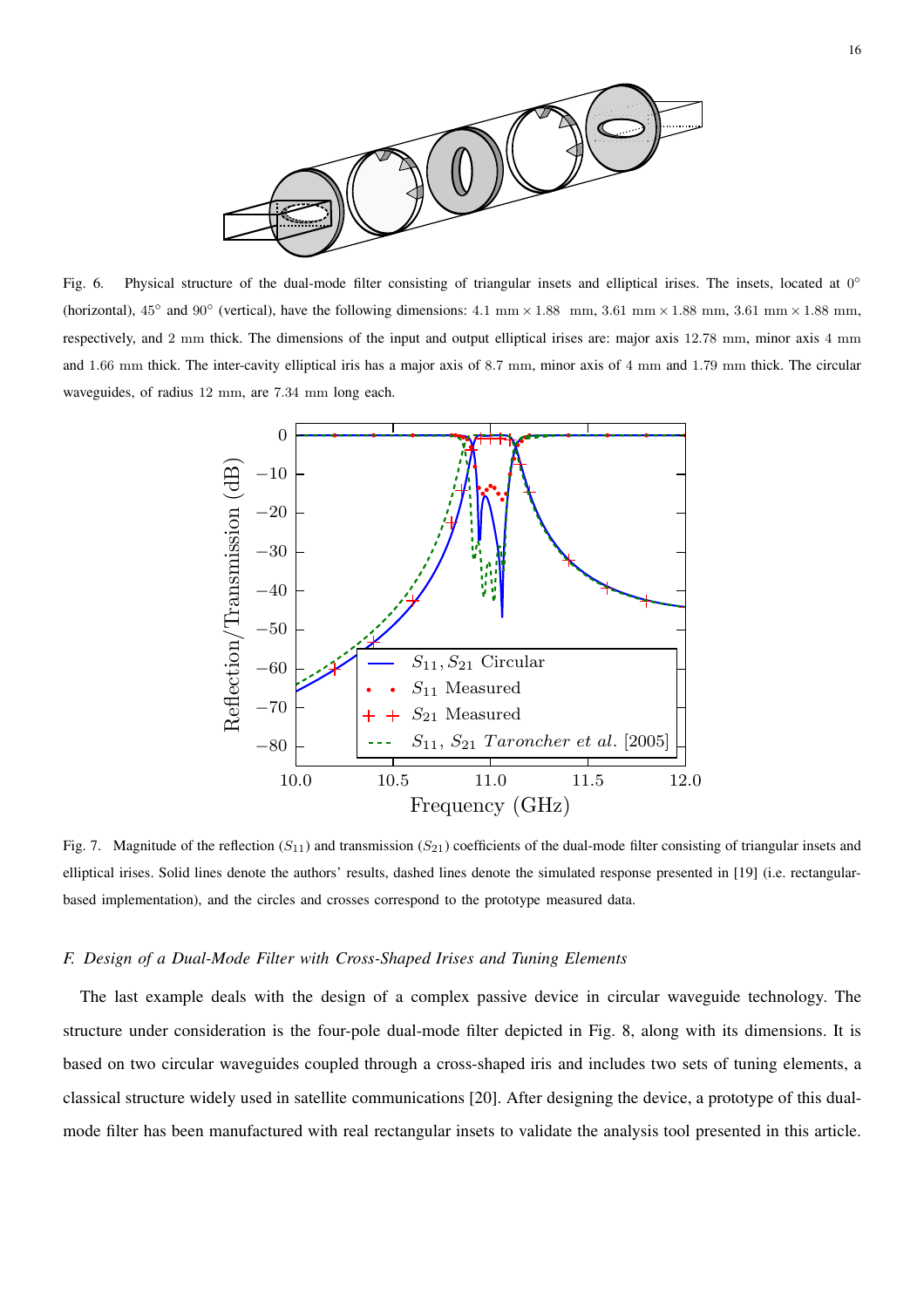Fig. 6. Physical structure of the dual-mode filter consisting of triangular insets and elliptical irises. The insets, located at $0°$ (horizontal), $45°$ and $90°$ (vertical), have the following dimensions: $4.1$ mm $\times$ $1.88$ mm, $3.61$ mm $\times$ $1.88$ mm, $3.61$ mm $\times$ $1.88$ mm, respectively, and $2$ mm thick. The dimensions of the input and output elliptical irises are: major axis $12.78$ mm, minor axis $4$ mm and $1.66$ mm thick. The inter-cavity elliptical iris has a major axis of $8.7$ mm, minor axis of $4$ mm and $1.79$ mm thick. The circular waveguides, of radius $12$ mm, are $7.34$ mm long each.

Fig. 7. Magnitude of the reflection ($S_{11}$) and transmission ($S_{21}$) coefficients of the dual-mode filter consisting of triangular insets and elliptical irises. Solid lines denote the authors' results, dashed lines denote the simulated response presented in [19] (i.e. rectangular-based implementation), and the circles and crosses correspond to the prototype measured data.

### *F. Design of a Dual-Mode Filter with Cross-Shaped Irises and Tuning Elements*

The last example deals with the design of a complex passive device in circular waveguide technology. The structure under consideration is the four-pole dual-mode filter depicted in Fig. 8, along with its dimensions. It is based on two circular waveguides coupled through a cross-shaped iris and includes two sets of tuning elements, a classical structure widely used in satellite communications [20]. After designing the device, a prototype of this dual-mode filter has been manufactured with real rectangular insets to validate the analysis tool presented in this article.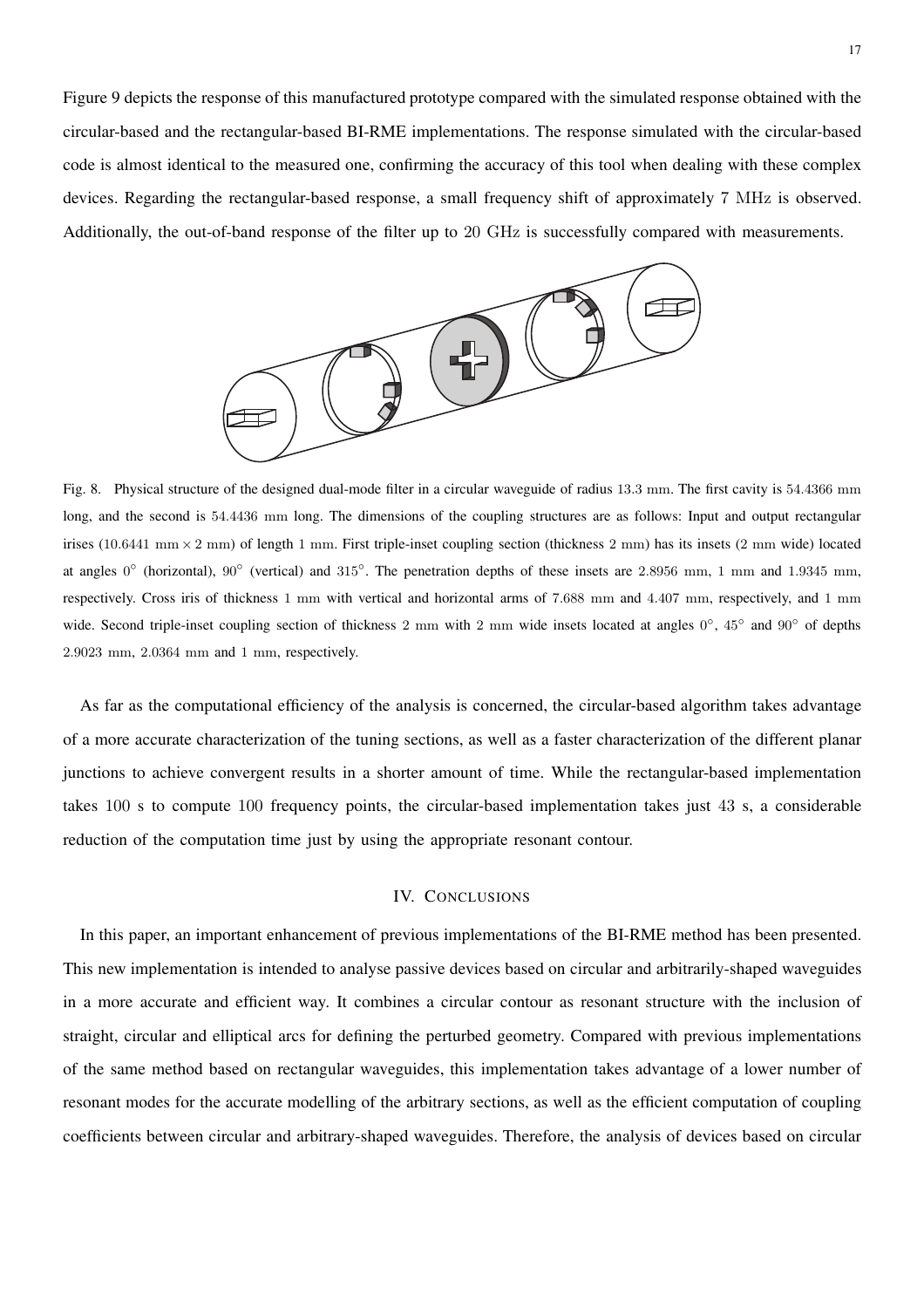Figure 9 depicts the response of this manufactured prototype compared with the simulated response obtained with the circular-based and the rectangular-based BI-RME implementations. The response simulated with the circular-based code is almost identical to the measured one, confirming the accuracy of this tool when dealing with these complex devices. Regarding the rectangular-based response, a small frequency shift of approximately 7 MHz is observed. Additionally, the out-of-band response of the filter up to 20 GHz is successfully compared with measurements.

Fig. 8. Physical structure of the designed dual-mode filter in a circular waveguide of radius 13.3 mm. The first cavity is 54.4366 mm long, and the second is 54.4436 mm long. The dimensions of the coupling structures are as follows: Input and output rectangular irises (10.6441 mm $\times$ 2 mm) of length 1 mm. First triple-inset coupling section (thickness 2 mm) has its insets (2 mm wide) located at angles $0^\circ$ (horizontal), $90^\circ$ (vertical) and $315^\circ$. The penetration depths of these insets are 2.8956 mm, 1 mm and 1.9345 mm, respectively. Cross iris of thickness 1 mm with vertical and horizontal arms of 7.688 mm and 4.407 mm, respectively, and 1 mm wide. Second triple-inset coupling section of thickness 2 mm with 2 mm wide insets located at angles $0^\circ$, $45^\circ$ and $90^\circ$ of depths 2.9023 mm, 2.0364 mm and 1 mm, respectively.

As far as the computational efficiency of the analysis is concerned, the circular-based algorithm takes advantage of a more accurate characterization of the tuning sections, as well as a faster characterization of the different planar junctions to achieve convergent results in a shorter amount of time. While the rectangular-based implementation takes 100 s to compute 100 frequency points, the circular-based implementation takes just 43 s, a considerable reduction of the computation time just by using the appropriate resonant contour.

## IV. Conclusions

In this paper, an important enhancement of previous implementations of the BI-RME method has been presented. This new implementation is intended to analyse passive devices based on circular and arbitrarily-shaped waveguides in a more accurate and efficient way. It combines a circular contour as resonant structure with the inclusion of straight, circular and elliptical arcs for defining the perturbed geometry. Compared with previous implementations of the same method based on rectangular waveguides, this implementation takes advantage of a lower number of resonant modes for the accurate modelling of the arbitrary sections, as well as the efficient computation of coupling coefficients between circular and arbitrary-shaped waveguides. Therefore, the analysis of devices based on circular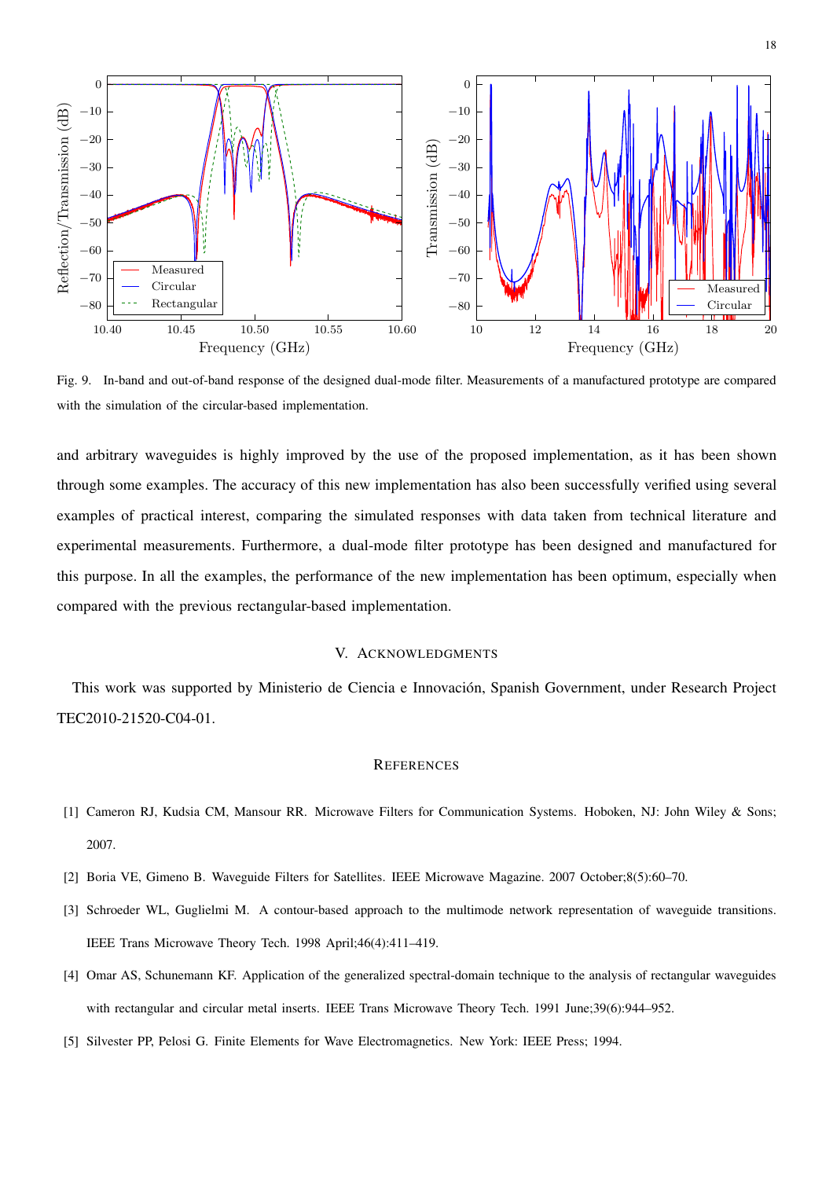Fig. 9. In-band and out-of-band response of the designed dual-mode filter. Measurements of a manufactured prototype are compared with the simulation of the circular-based implementation.

and arbitrary waveguides is highly improved by the use of the proposed implementation, as it has been shown through some examples. The accuracy of this new implementation has also been successfully verified using several examples of practical interest, comparing the simulated responses with data taken from technical literature and experimental measurements. Furthermore, a dual-mode filter prototype has been designed and manufactured for this purpose. In all the examples, the performance of the new implementation has been optimum, especially when compared with the previous rectangular-based implementation.

## V. Acknowledgments

This work was supported by Ministerio de Ciencia e Innovación, Spanish Government, under Research Project TEC2010-21520-C04-01.

## References

[1] Cameron RJ, Kudsia CM, Mansour RR. Microwave Filters for Communication Systems. Hoboken, NJ: John Wiley & Sons; 2007.

[2] Boria VE, Gimeno B. Waveguide Filters for Satellites. IEEE Microwave Magazine. 2007 October;8(5):60–70.

[3] Schroeder WL, Guglielmi M. A contour-based approach to the multimode network representation of waveguide transitions. IEEE Trans Microwave Theory Tech. 1998 April;46(4):411–419.

[4] Omar AS, Schunemann KF. Application of the generalized spectral-domain technique to the analysis of rectangular waveguides with rectangular and circular metal inserts. IEEE Trans Microwave Theory Tech. 1991 June;39(6):944–952.

[5] Silvester PP, Pelosi G. Finite Elements for Wave Electromagnetics. New York: IEEE Press; 1994.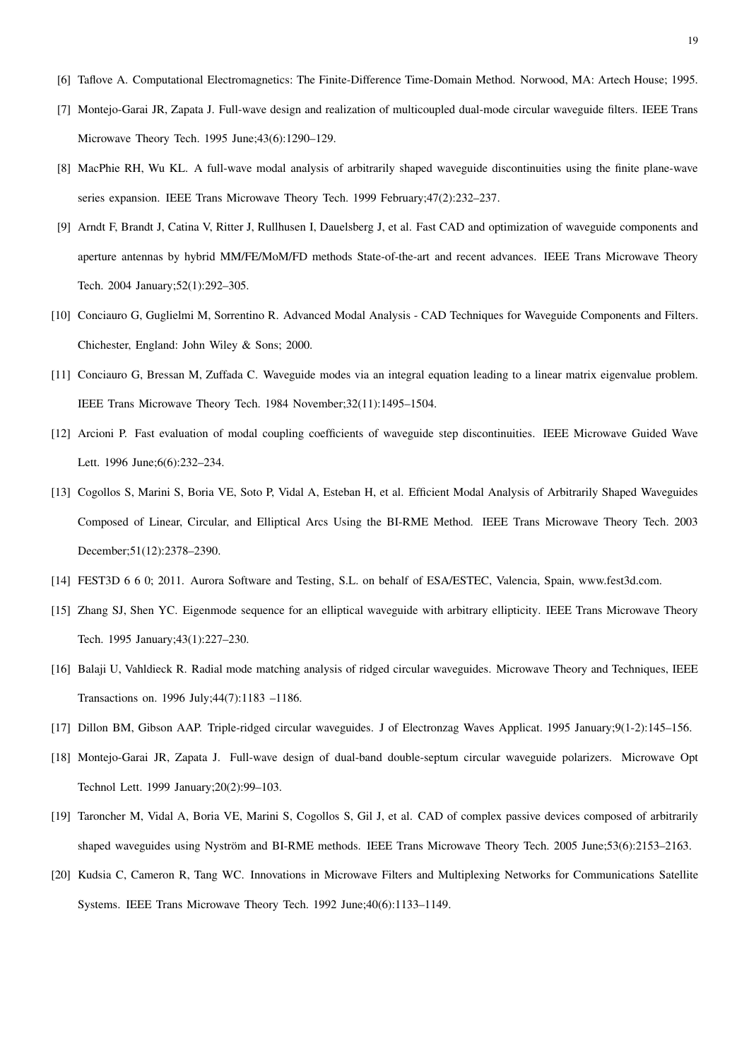[6] Taflove A. Computational Electromagnetics: The Finite-Difference Time-Domain Method. Norwood, MA: Artech House; 1995.

[7] Montejo-Garai JR, Zapata J. Full-wave design and realization of multicoupled dual-mode circular waveguide filters. IEEE Trans Microwave Theory Tech. 1995 June;43(6):1290–129.

[8] MacPhie RH, Wu KL. A full-wave modal analysis of arbitrarily shaped waveguide discontinuities using the finite plane-wave series expansion. IEEE Trans Microwave Theory Tech. 1999 February;47(2):232–237.

[9] Arndt F, Brandt J, Catina V, Ritter J, Rullhusen I, Dauelsberg J, et al. Fast CAD and optimization of waveguide components and aperture antennas by hybrid MM/FE/MoM/FD methods State-of-the-art and recent advances. IEEE Trans Microwave Theory Tech. 2004 January;52(1):292–305.

[10] Conciauro G, Guglielmi M, Sorrentino R. Advanced Modal Analysis - CAD Techniques for Waveguide Components and Filters. Chichester, England: John Wiley & Sons; 2000.

[11] Conciauro G, Bressan M, Zuffada C. Waveguide modes via an integral equation leading to a linear matrix eigenvalue problem. IEEE Trans Microwave Theory Tech. 1984 November;32(11):1495–1504.

[12] Arcioni P. Fast evaluation of modal coupling coefficients of waveguide step discontinuities. IEEE Microwave Guided Wave Lett. 1996 June;6(6):232–234.

[13] Cogollos S, Marini S, Boria VE, Soto P, Vidal A, Esteban H, et al. Efficient Modal Analysis of Arbitrarily Shaped Waveguides Composed of Linear, Circular, and Elliptical Arcs Using the BI-RME Method. IEEE Trans Microwave Theory Tech. 2003 December;51(12):2378–2390.

[14] FEST3D 6 6 0; 2011. Aurora Software and Testing, S.L. on behalf of ESA/ESTEC, Valencia, Spain, www.fest3d.com.

[15] Zhang SJ, Shen YC. Eigenmode sequence for an elliptical waveguide with arbitrary ellipticity. IEEE Trans Microwave Theory Tech. 1995 January;43(1):227–230.

[16] Balaji U, Vahldieck R. Radial mode matching analysis of ridged circular waveguides. Microwave Theory and Techniques, IEEE Transactions on. 1996 July;44(7):1183 –1186.

[17] Dillon BM, Gibson AAP. Triple-ridged circular waveguides. J of Electronzag Waves Applicat. 1995 January;9(1-2):145–156.

[18] Montejo-Garai JR, Zapata J. Full-wave design of dual-band double-septum circular waveguide polarizers. Microwave Opt Technol Lett. 1999 January;20(2):99–103.

[19] Taroncher M, Vidal A, Boria VE, Marini S, Cogollos S, Gil J, et al. CAD of complex passive devices composed of arbitrarily shaped waveguides using Nyström and BI-RME methods. IEEE Trans Microwave Theory Tech. 2005 June;53(6):2153–2163.

[20] Kudsia C, Cameron R, Tang WC. Innovations in Microwave Filters and Multiplexing Networks for Communications Satellite Systems. IEEE Trans Microwave Theory Tech. 1992 June;40(6):1133–1149.